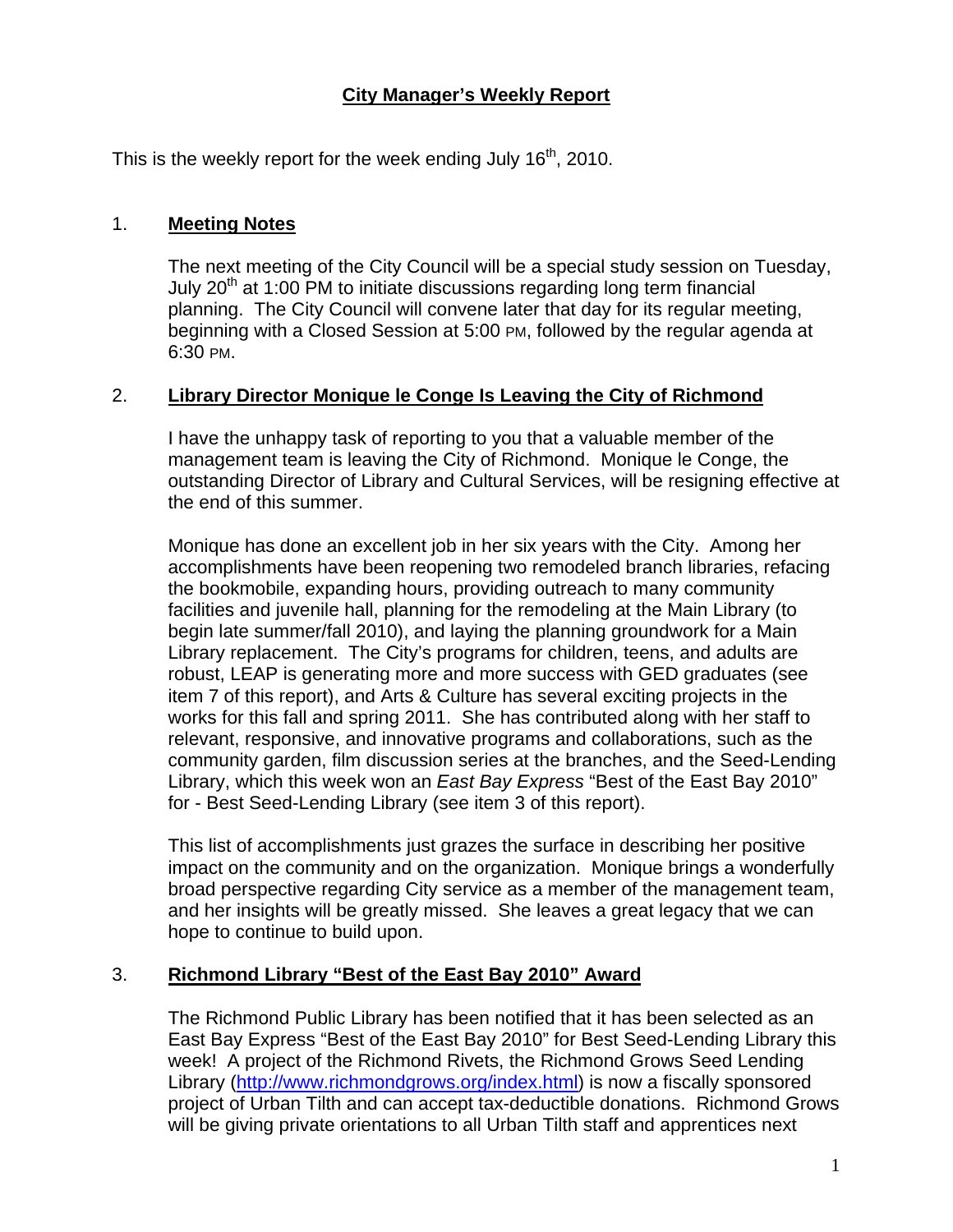# City Manager's Weekly Report

This is the weekly report for the week ending July 16th, 2010.

## 1. Meeting Notes

The next meeting of the City Council will be a special study session on Tuesday, July 20th at 1:00 PM to initiate discussions regarding long term financial planning. The City Council will convene later that day for its regular meeting, beginning with a Closed Session at 5:00 PM, followed by the regular agenda at 6:30 PM.

## 2. Library Director Monique le Conge Is Leaving the City of Richmond

I have the unhappy task of reporting to you that a valuable member of the management team is leaving the City of Richmond. Monique le Conge, the outstanding Director of Library and Cultural Services, will be resigning effective at the end of this summer.

Monique has done an excellent job in her six years with the City. Among her accomplishments have been reopening two remodeled branch libraries, refacing the bookmobile, expanding hours, providing outreach to many community facilities and juvenile hall, planning for the remodeling at the Main Library (to begin late summer/fall 2010), and laying the planning groundwork for a Main Library replacement. The City's programs for children, teens, and adults are robust, LEAP is generating more and more success with GED graduates (see item 7 of this report), and Arts & Culture has several exciting projects in the works for this fall and spring 2011. She has contributed along with her staff to relevant, responsive, and innovative programs and collaborations, such as the community garden, film discussion series at the branches, and the Seed-Lending Library, which this week won an *East Bay Express* "Best of the East Bay 2010" for - Best Seed-Lending Library (see item 3 of this report).

This list of accomplishments just grazes the surface in describing her positive impact on the community and on the organization. Monique brings a wonderfully broad perspective regarding City service as a member of the management team, and her insights will be greatly missed. She leaves a great legacy that we can hope to continue to build upon.

## 3. Richmond Library "Best of the East Bay 2010" Award

The Richmond Public Library has been notified that it has been selected as an East Bay Express "Best of the East Bay 2010" for Best Seed-Lending Library this week! A project of the Richmond Rivets, the Richmond Grows Seed Lending Library (http://www.richmondgrows.org/index.html) is now a fiscally sponsored project of Urban Tilth and can accept tax-deductible donations. Richmond Grows will be giving private orientations to all Urban Tilth staff and apprentices next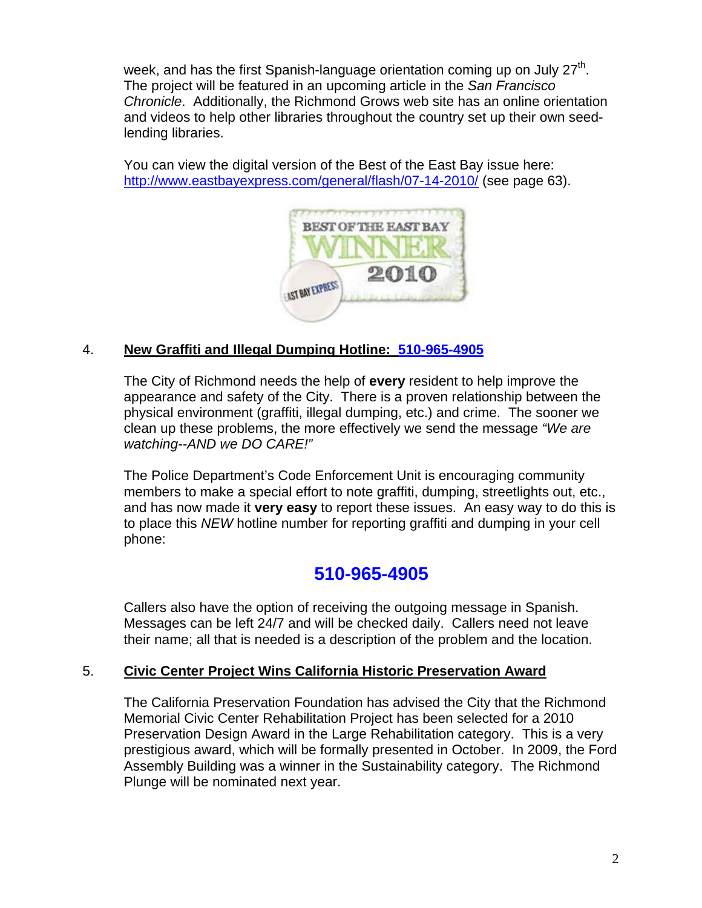week, and has the first Spanish-language orientation coming up on July 27th. The project will be featured in an upcoming article in the *San Francisco Chronicle*. Additionally, the Richmond Grows web site has an online orientation and videos to help other libraries throughout the country set up their own seed-lending libraries.

You can view the digital version of the Best of the East Bay issue here: http://www.eastbayexpress.com/general/flash/07-14-2010/ (see page 63).

4. **New Graffiti and Illegal Dumping Hotline: 510-965-4905**

The City of Richmond needs the help of **every** resident to help improve the appearance and safety of the City. There is a proven relationship between the physical environment (graffiti, illegal dumping, etc.) and crime. The sooner we clean up these problems, the more effectively we send the message *"We are watching--AND we DO CARE!"*

The Police Department's Code Enforcement Unit is encouraging community members to make a special effort to note graffiti, dumping, streetlights out, etc., and has now made it **very easy** to report these issues. An easy way to do this is to place this *NEW* hotline number for reporting graffiti and dumping in your cell phone:

**510-965-4905**

Callers also have the option of receiving the outgoing message in Spanish. Messages can be left 24/7 and will be checked daily. Callers need not leave their name; all that is needed is a description of the problem and the location.

5. **Civic Center Project Wins California Historic Preservation Award**

The California Preservation Foundation has advised the City that the Richmond Memorial Civic Center Rehabilitation Project has been selected for a 2010 Preservation Design Award in the Large Rehabilitation category. This is a very prestigious award, which will be formally presented in October. In 2009, the Ford Assembly Building was a winner in the Sustainability category. The Richmond Plunge will be nominated next year.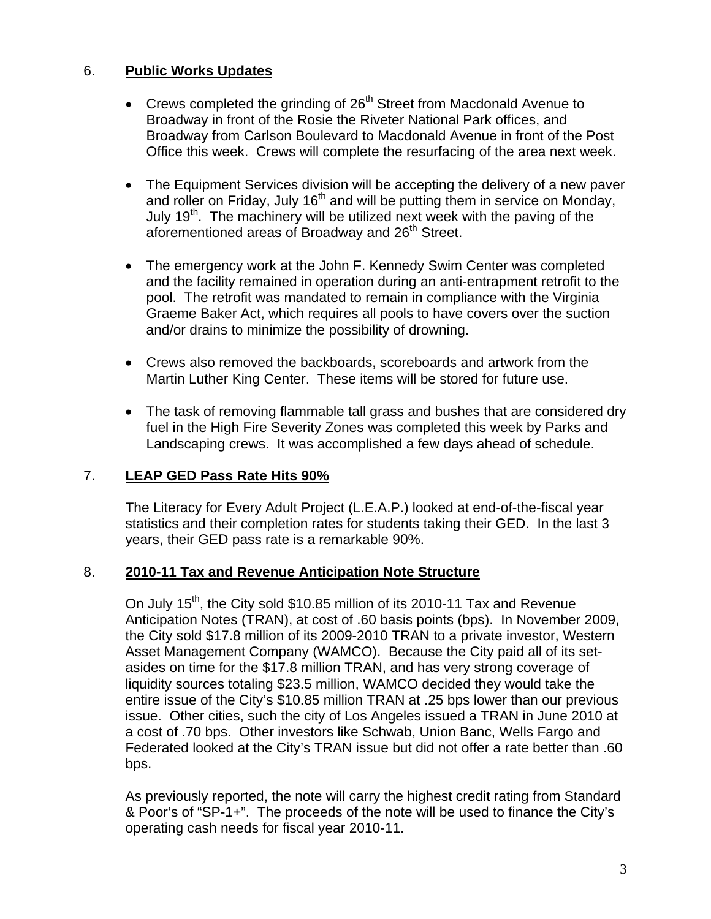6. **Public Works Updates**

- Crews completed the grinding of 26th Street from Macdonald Avenue to Broadway in front of the Rosie the Riveter National Park offices, and Broadway from Carlson Boulevard to Macdonald Avenue in front of the Post Office this week. Crews will complete the resurfacing of the area next week.

- The Equipment Services division will be accepting the delivery of a new paver and roller on Friday, July 16th and will be putting them in service on Monday, July 19th. The machinery will be utilized next week with the paving of the aforementioned areas of Broadway and 26th Street.

- The emergency work at the John F. Kennedy Swim Center was completed and the facility remained in operation during an anti-entrapment retrofit to the pool. The retrofit was mandated to remain in compliance with the Virginia Graeme Baker Act, which requires all pools to have covers over the suction and/or drains to minimize the possibility of drowning.

- Crews also removed the backboards, scoreboards and artwork from the Martin Luther King Center. These items will be stored for future use.

- The task of removing flammable tall grass and bushes that are considered dry fuel in the High Fire Severity Zones was completed this week by Parks and Landscaping crews. It was accomplished a few days ahead of schedule.

7. **LEAP GED Pass Rate Hits 90%**

The Literacy for Every Adult Project (L.E.A.P.) looked at end-of-the-fiscal year statistics and their completion rates for students taking their GED. In the last 3 years, their GED pass rate is a remarkable 90%.

8. **2010-11 Tax and Revenue Anticipation Note Structure**

On July 15th, the City sold $10.85 million of its 2010-11 Tax and Revenue Anticipation Notes (TRAN), at cost of .60 basis points (bps). In November 2009, the City sold $17.8 million of its 2009-2010 TRAN to a private investor, Western Asset Management Company (WAMCO). Because the City paid all of its set-asides on time for the $17.8 million TRAN, and has very strong coverage of liquidity sources totaling $23.5 million, WAMCO decided they would take the entire issue of the City's $10.85 million TRAN at .25 bps lower than our previous issue. Other cities, such the city of Los Angeles issued a TRAN in June 2010 at a cost of .70 bps. Other investors like Schwab, Union Banc, Wells Fargo and Federated looked at the City's TRAN issue but did not offer a rate better than .60 bps.

As previously reported, the note will carry the highest credit rating from Standard & Poor's of "SP-1+". The proceeds of the note will be used to finance the City's operating cash needs for fiscal year 2010-11.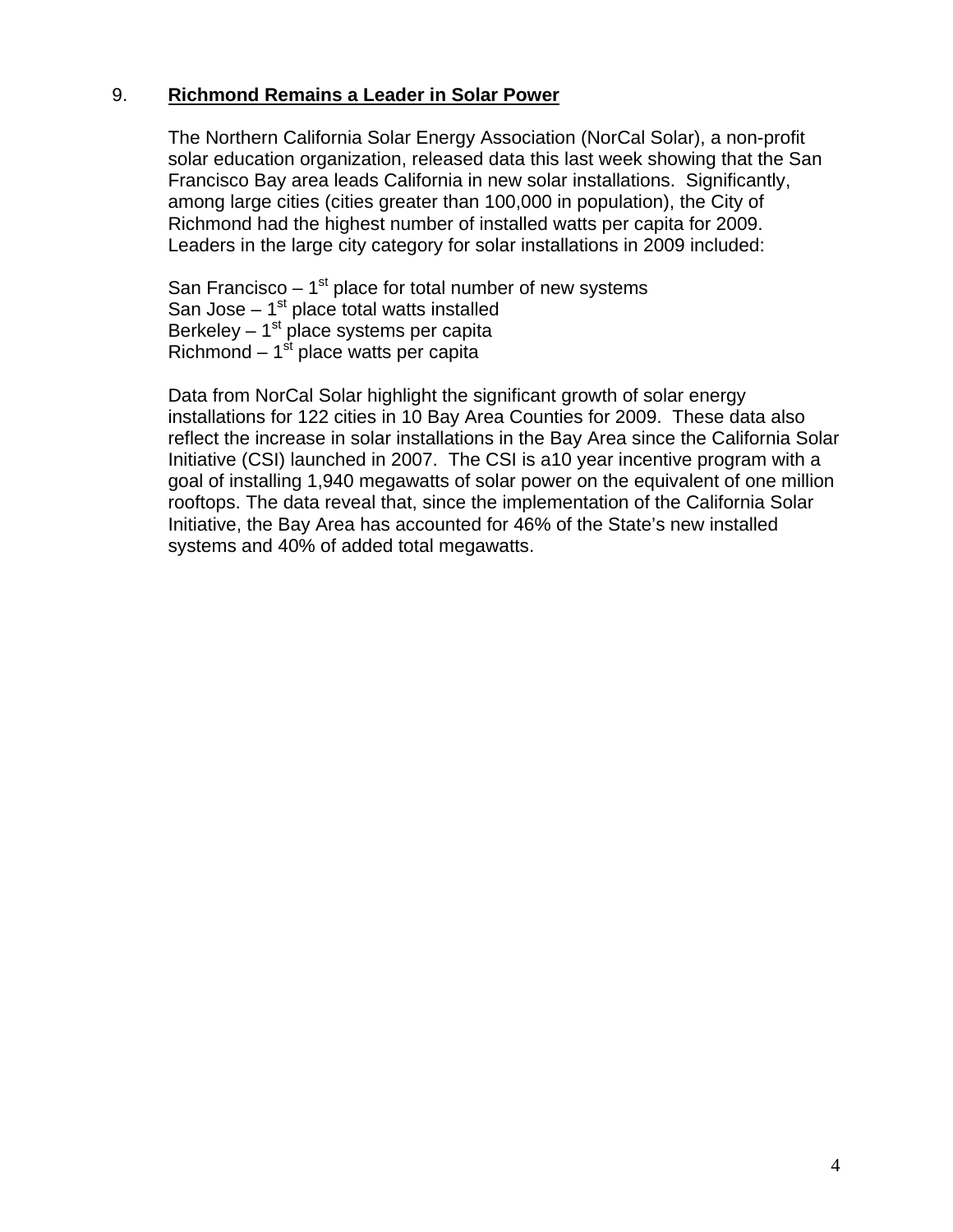9. **Richmond Remains a Leader in Solar Power**

The Northern California Solar Energy Association (NorCal Solar), a non-profit solar education organization, released data this last week showing that the San Francisco Bay area leads California in new solar installations. Significantly, among large cities (cities greater than 100,000 in population), the City of Richmond had the highest number of installed watts per capita for 2009. Leaders in the large city category for solar installations in 2009 included:

San Francisco – 1st place for total number of new systems  
San Jose – 1st place total watts installed  
Berkeley – 1st place systems per capita  
Richmond – 1st place watts per capita

Data from NorCal Solar highlight the significant growth of solar energy installations for 122 cities in 10 Bay Area Counties for 2009. These data also reflect the increase in solar installations in the Bay Area since the California Solar Initiative (CSI) launched in 2007. The CSI is a10 year incentive program with a goal of installing 1,940 megawatts of solar power on the equivalent of one million rooftops. The data reveal that, since the implementation of the California Solar Initiative, the Bay Area has accounted for 46% of the State's new installed systems and 40% of added total megawatts.